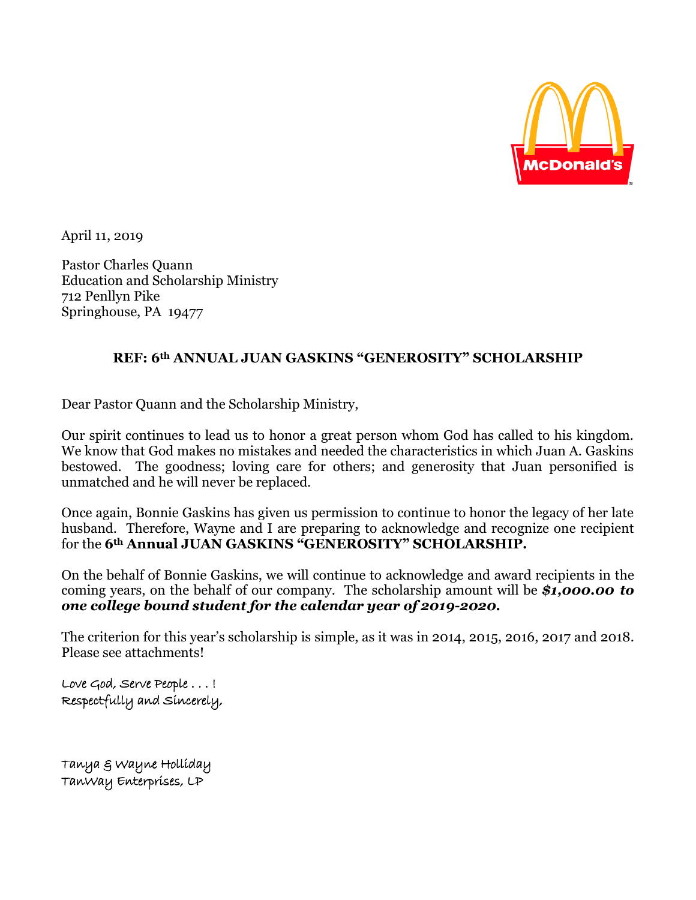April 11, 2019

Pastor Charles Quann
Education and Scholarship Ministry
712 Penllyn Pike
Springhouse, PA 19477

**REF: 6th ANNUAL JUAN GASKINS "GENEROSITY" SCHOLARSHIP**

Dear Pastor Quann and the Scholarship Ministry,

Our spirit continues to lead us to honor a great person whom God has called to his kingdom. We know that God makes no mistakes and needed the characteristics in which Juan A. Gaskins bestowed. The goodness; loving care for others; and generosity that Juan personified is unmatched and he will never be replaced.

Once again, Bonnie Gaskins has given us permission to continue to honor the legacy of her late husband. Therefore, Wayne and I are preparing to acknowledge and recognize one recipient for the **6th Annual JUAN GASKINS "GENEROSITY" SCHOLARSHIP.**

On the behalf of Bonnie Gaskins, we will continue to acknowledge and award recipients in the coming years, on the behalf of our company. The scholarship amount will be ***$1,000.00 to one college bound student for the calendar year of 2019-2020.***

The criterion for this year's scholarship is simple, as it was in 2014, 2015, 2016, 2017 and 2018. Please see attachments!

Love God, Serve People . . . !
Respectfully and Sincerely,

Tanya & Wayne Holliday
TanWay Enterprises, LP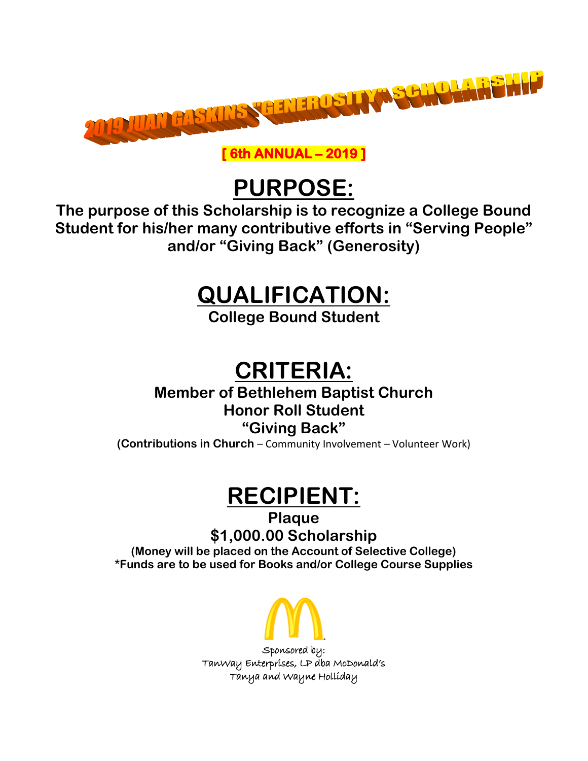# 2019 JUAN GASKINS "GENEROSITY" SCHOLARSHIP

**[ 6th ANNUAL – 2019 ]**

## PURPOSE:

**The purpose of this Scholarship is to recognize a College Bound Student for his/her many contributive efforts in "Serving People" and/or "Giving Back" (Generosity)**

## QUALIFICATION:

**College Bound Student**

## CRITERIA:

**Member of Bethlehem Baptist Church**
**Honor Roll Student**
**"Giving Back"**
**(Contributions in Church** – Community Involvement – Volunteer Work)

## RECIPIENT:

**Plaque**
**$1,000.00 Scholarship**
**(Money will be placed on the Account of Selective College)**
**\*Funds are to be used for Books and/or College Course Supplies**

Sponsored by:
TanWay Enterprises, LP dba McDonald's
Tanya and Wayne Holliday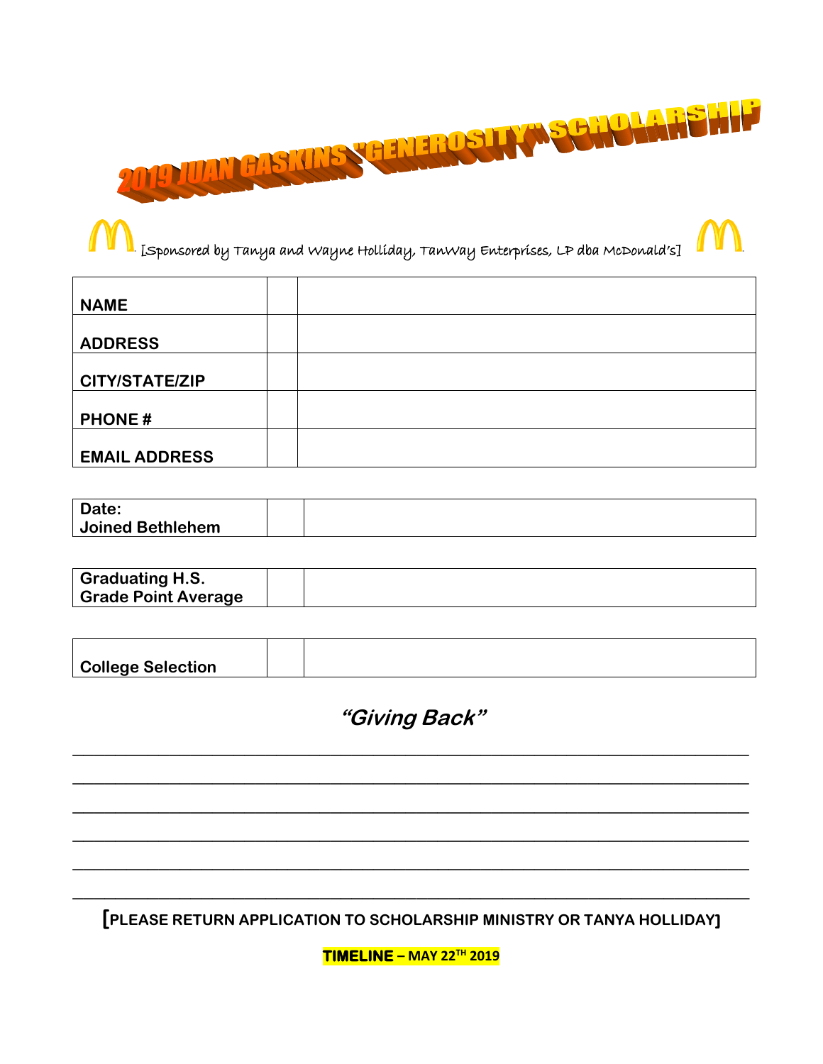# 2019 JUAN GASKINS "GENEROSITY" SCHOLARSHIP

[Sponsored by Tanya and Wayne Holliday, TanWay Enterprises, LP dba McDonald's]

| | | |
|---|---|---|
| **NAME** | | |
| **ADDRESS** | | |
| **CITY/STATE/ZIP** | | |
| **PHONE #** | | |
| **EMAIL ADDRESS** | | |

| | | |
|---|---|---|
| **Date: Joined Bethlehem** | | |

| | | |
|---|---|---|
| **Graduating H.S. Grade Point Average** | | |

| | | |
|---|---|---|
| **College Selection** | | |

## *"Giving Back"*

______________________________________________________________________________

______________________________________________________________________________

______________________________________________________________________________

______________________________________________________________________________

______________________________________________________________________________

______________________________________________________________________________

**[PLEASE RETURN APPLICATION TO SCHOLARSHIP MINISTRY OR TANYA HOLLIDAY]**

**TIMELINE – MAY 22TH 2019**